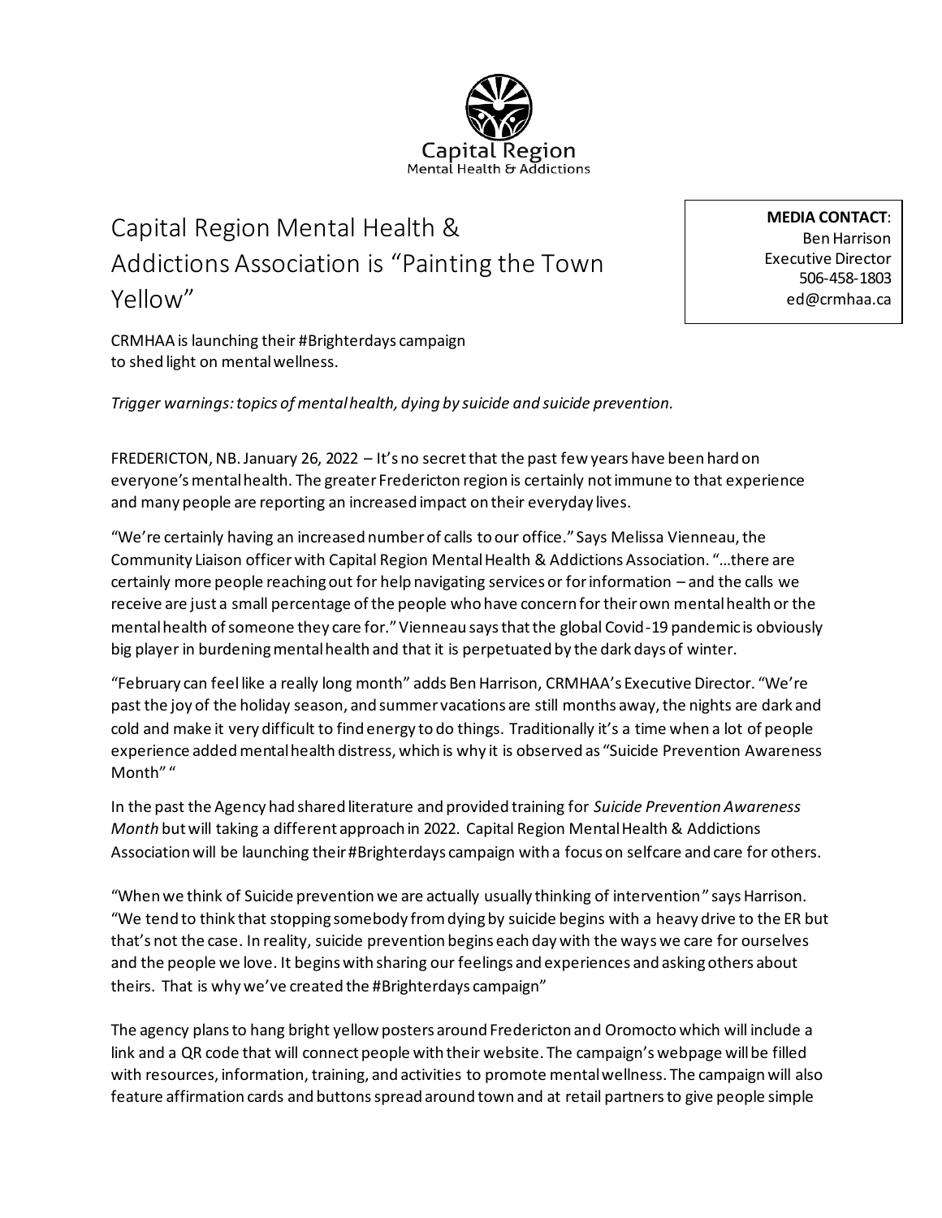Capital Region
Mental Health & Addictions

# Capital Region Mental Health & Addictions Association is "Painting the Town Yellow"

**MEDIA CONTACT**:
Ben Harrison
Executive Director
506-458-1803
ed@crmhaa.ca

CRMHAA is launching their #Brighterdays campaign to shed light on mental wellness.

*Trigger warnings: topics of mental health, dying by suicide and suicide prevention.*

FREDERICTON, NB. January 26, 2022 – It's no secret that the past few years have been hard on everyone's mental health. The greater Fredericton region is certainly not immune to that experience and many people are reporting an increased impact on their everyday lives.

"We're certainly having an increased number of calls to our office." Says Melissa Vienneau, the Community Liaison officer with Capital Region Mental Health & Addictions Association. "…there are certainly more people reaching out for help navigating services or for information – and the calls we receive are just a small percentage of the people who have concern for their own mental health or the mental health of someone they care for." Vienneau says that the global Covid-19 pandemic is obviously big player in burdening mental health and that it is perpetuated by the dark days of winter.

"February can feel like a really long month" adds Ben Harrison, CRMHAA's Executive Director. "We're past the joy of the holiday season, and summer vacations are still months away, the nights are dark and cold and make it very difficult to find energy to do things. Traditionally it's a time when a lot of people experience added mental health distress, which is why it is observed as "Suicide Prevention Awareness Month" "

In the past the Agency had shared literature and provided training for *Suicide Prevention Awareness Month* but will taking a different approach in 2022. Capital Region Mental Health & Addictions Association will be launching their #Brighterdays campaign with a focus on selfcare and care for others.

"When we think of Suicide prevention we are actually usually thinking of intervention" says Harrison. "We tend to think that stopping somebody from dying by suicide begins with a heavy drive to the ER but that's not the case. In reality, suicide prevention begins each day with the ways we care for ourselves and the people we love. It begins with sharing our feelings and experiences and asking others about theirs. That is why we've created the #Brighterdays campaign"

The agency plans to hang bright yellow posters around Fredericton and Oromocto which will include a link and a QR code that will connect people with their website. The campaign's webpage will be filled with resources, information, training, and activities to promote mental wellness. The campaign will also feature affirmation cards and buttons spread around town and at retail partners to give people simple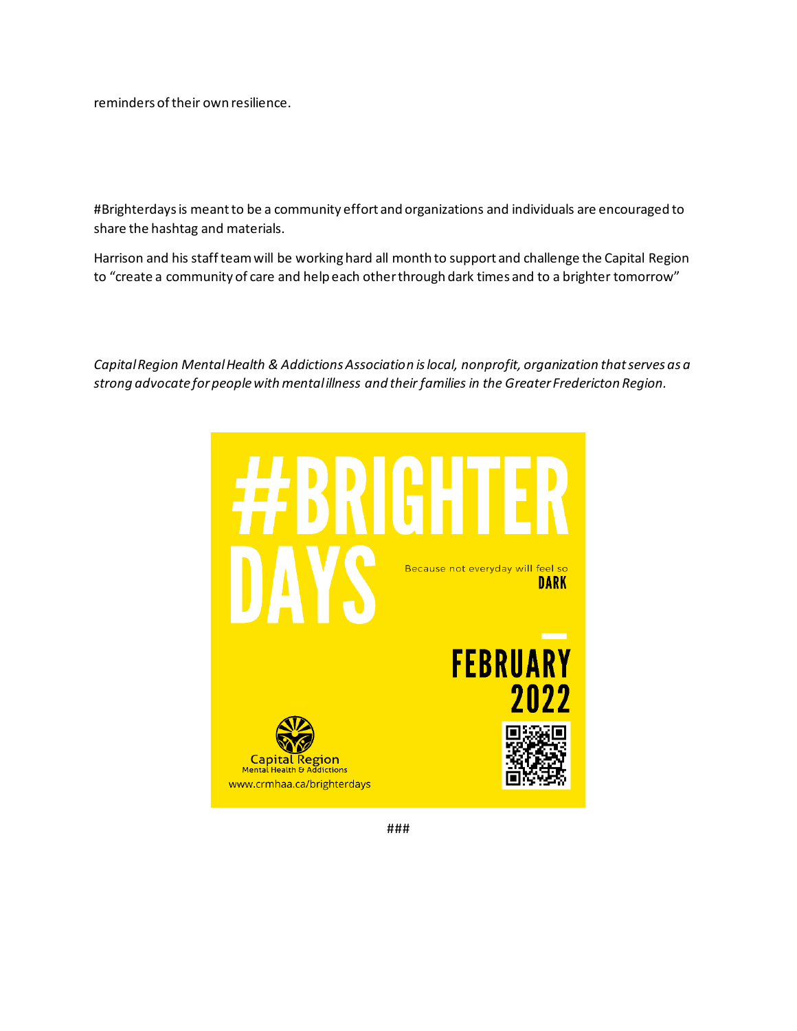reminders of their own resilience.

#Brighterdays is meant to be a community effort and organizations and individuals are encouraged to share the hashtag and materials.

Harrison and his staff team will be working hard all month to support and challenge the Capital Region to "create a community of care and help each other through dark times and to a brighter tomorrow"

*Capital Region Mental Health & Addictions Association is local, nonprofit, organization that serves as a strong advocate for people with mental illness and their families in the Greater Fredericton Region.*

#BRIGHTER DAYS

Because not everyday will feel so DARK

FEBRUARY 2022

Capital Region Mental Health & Addictions

www.crmhaa.ca/brighterdays

###